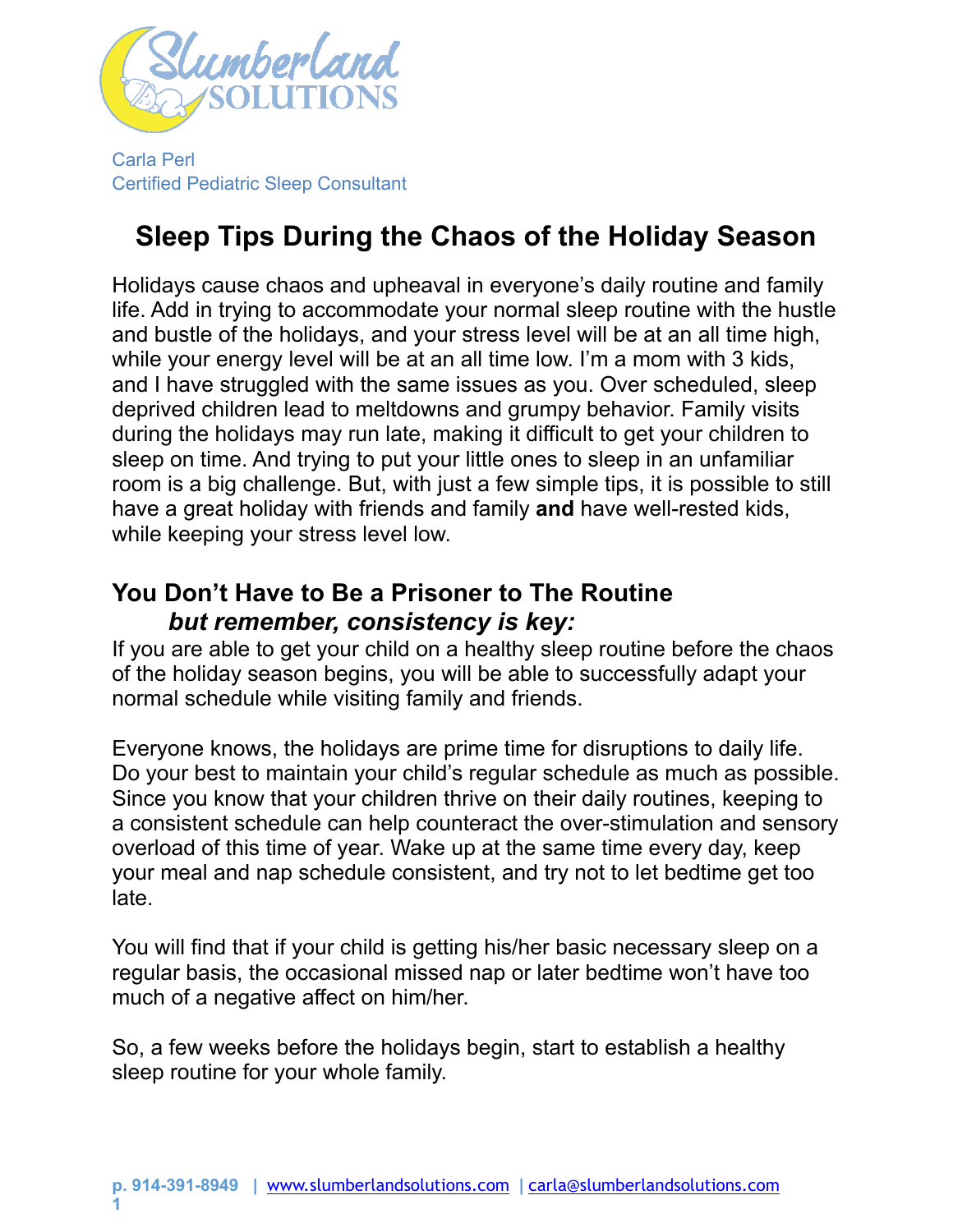Slumberland SOLUTIONS

Carla Perl
Certified Pediatric Sleep Consultant

# Sleep Tips During the Chaos of the Holiday Season

Holidays cause chaos and upheaval in everyone's daily routine and family life. Add in trying to accommodate your normal sleep routine with the hustle and bustle of the holidays, and your stress level will be at an all time high, while your energy level will be at an all time low. I'm a mom with 3 kids, and I have struggled with the same issues as you. Over scheduled, sleep deprived children lead to meltdowns and grumpy behavior. Family visits during the holidays may run late, making it difficult to get your children to sleep on time. And trying to put your little ones to sleep in an unfamiliar room is a big challenge. But, with just a few simple tips, it is possible to still have a great holiday with friends and family **and** have well-rested kids, while keeping your stress level low.

## You Don't Have to Be a Prisoner to The Routine *but remember, consistency is key:*

If you are able to get your child on a healthy sleep routine before the chaos of the holiday season begins, you will be able to successfully adapt your normal schedule while visiting family and friends.

Everyone knows, the holidays are prime time for disruptions to daily life. Do your best to maintain your child's regular schedule as much as possible. Since you know that your children thrive on their daily routines, keeping to a consistent schedule can help counteract the over-stimulation and sensory overload of this time of year. Wake up at the same time every day, keep your meal and nap schedule consistent, and try not to let bedtime get too late.

You will find that if your child is getting his/her basic necessary sleep on a regular basis, the occasional missed nap or later bedtime won't have too much of a negative affect on him/her.

So, a few weeks before the holidays begin, start to establish a healthy sleep routine for your whole family.

p. 914-391-8949 | www.slumberlandsolutions.com | carla@slumberlandsolutions.com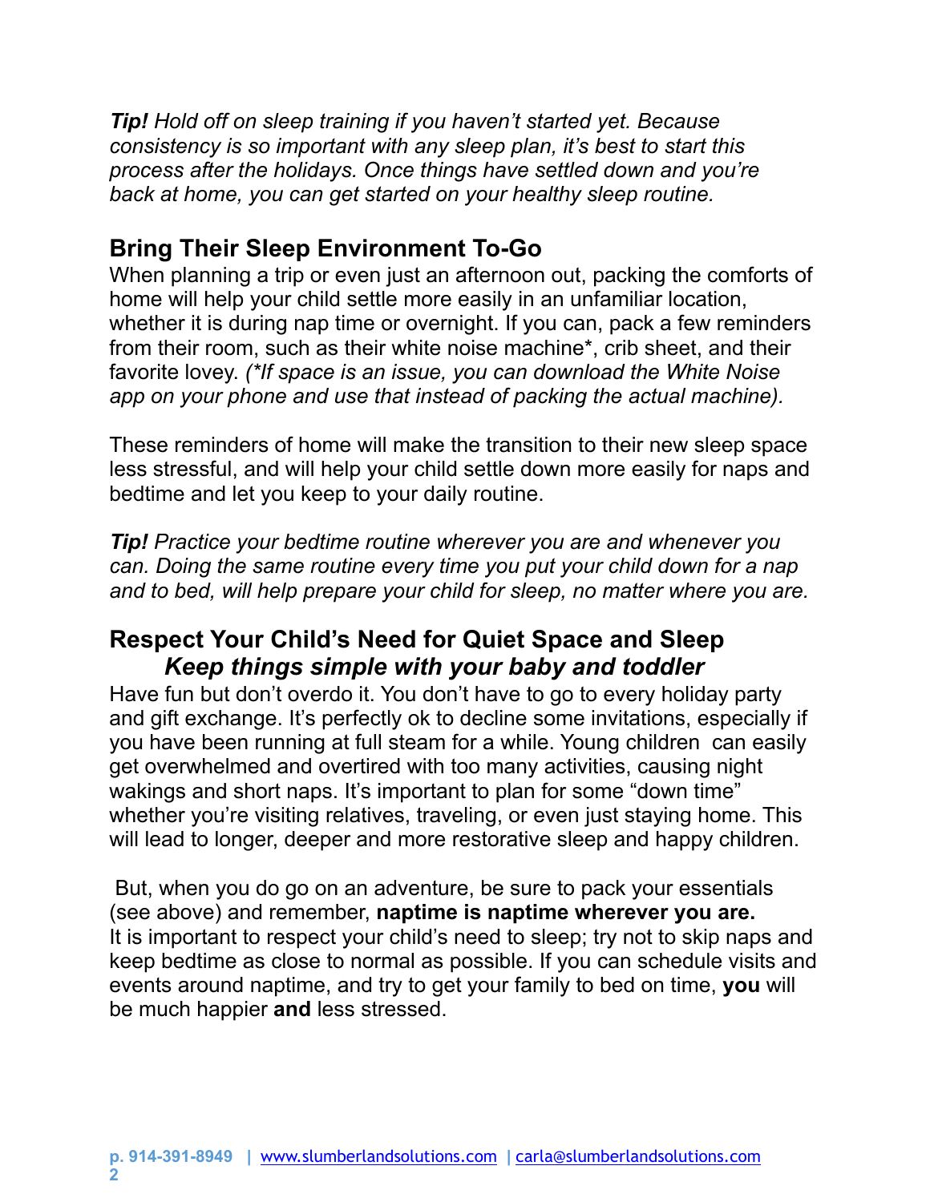***Tip!*** *Hold off on sleep training if you haven't started yet. Because consistency is so important with any sleep plan, it's best to start this process after the holidays. Once things have settled down and you're back at home, you can get started on your healthy sleep routine.*

## Bring Their Sleep Environment To-Go

When planning a trip or even just an afternoon out, packing the comforts of home will help your child settle more easily in an unfamiliar location, whether it is during nap time or overnight. If you can, pack a few reminders from their room, such as their white noise machine*, crib sheet, and their favorite lovey. *(*If space is an issue, you can download the White Noise app on your phone and use that instead of packing the actual machine).*

These reminders of home will make the transition to their new sleep space less stressful, and will help your child settle down more easily for naps and bedtime and let you keep to your daily routine.

***Tip!*** *Practice your bedtime routine wherever you are and whenever you can. Doing the same routine every time you put your child down for a nap and to bed, will help prepare your child for sleep, no matter where you are.*

## Respect Your Child's Need for Quiet Space and Sleep

### *Keep things simple with your baby and toddler*

Have fun but don't overdo it. You don't have to go to every holiday party and gift exchange. It's perfectly ok to decline some invitations, especially if you have been running at full steam for a while. Young children can easily get overwhelmed and overtired with too many activities, causing night wakings and short naps. It's important to plan for some "down time" whether you're visiting relatives, traveling, or even just staying home. This will lead to longer, deeper and more restorative sleep and happy children.

But, when you do go on an adventure, be sure to pack your essentials (see above) and remember, **naptime is naptime wherever you are.** It is important to respect your child's need to sleep; try not to skip naps and keep bedtime as close to normal as possible. If you can schedule visits and events around naptime, and try to get your family to bed on time, **you** will be much happier **and** less stressed.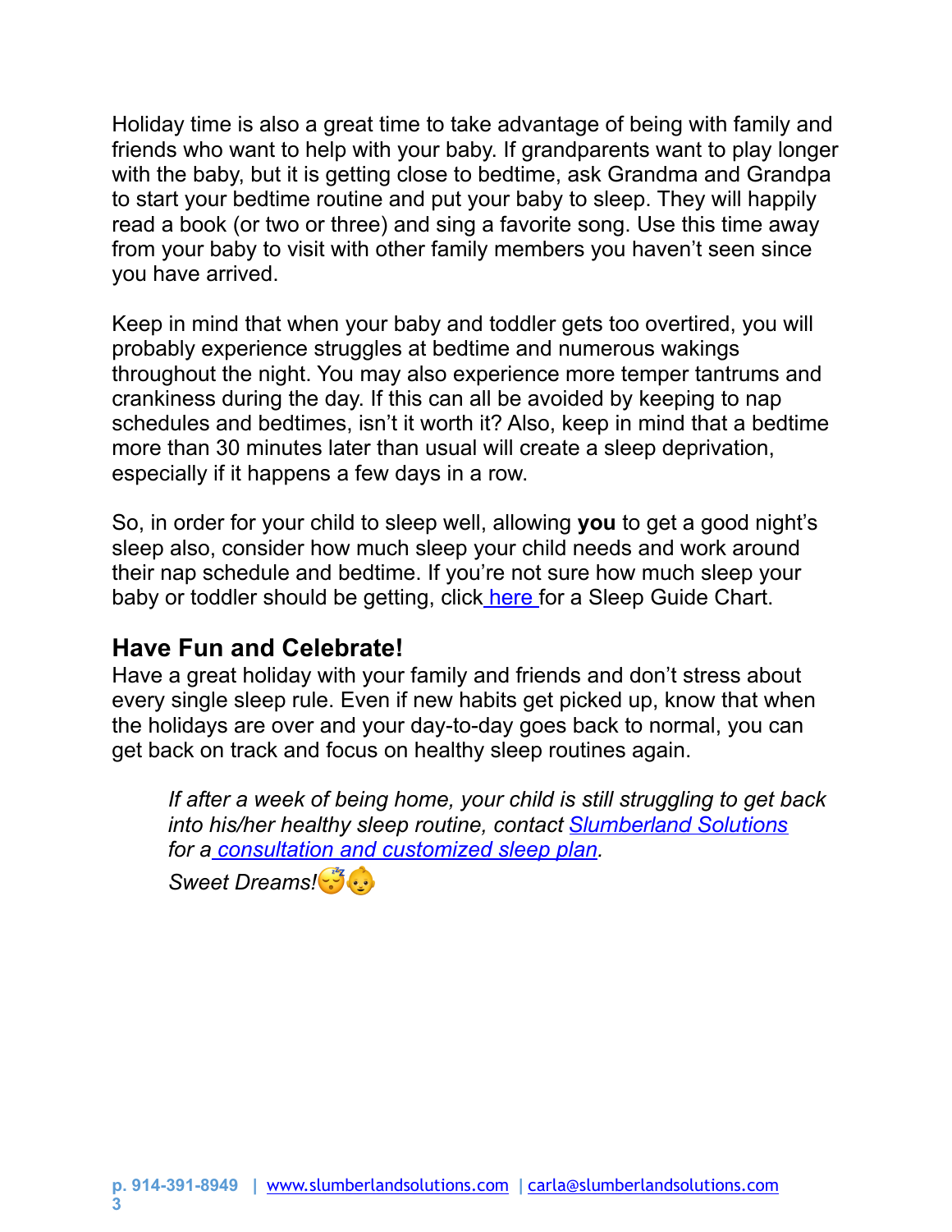Holiday time is also a great time to take advantage of being with family and friends who want to help with your baby. If grandparents want to play longer with the baby, but it is getting close to bedtime, ask Grandma and Grandpa to start your bedtime routine and put your baby to sleep. They will happily read a book (or two or three) and sing a favorite song. Use this time away from your baby to visit with other family members you haven't seen since you have arrived.

Keep in mind that when your baby and toddler gets too overtired, you will probably experience struggles at bedtime and numerous wakings throughout the night. You may also experience more temper tantrums and crankiness during the day. If this can all be avoided by keeping to nap schedules and bedtimes, isn't it worth it? Also, keep in mind that a bedtime more than 30 minutes later than usual will create a sleep deprivation, especially if it happens a few days in a row.

So, in order for your child to sleep well, allowing **you** to get a good night's sleep also, consider how much sleep your child needs and work around their nap schedule and bedtime. If you're not sure how much sleep your baby or toddler should be getting, click here for a Sleep Guide Chart.

## Have Fun and Celebrate!

Have a great holiday with your family and friends and don't stress about every single sleep rule. Even if new habits get picked up, know that when the holidays are over and your day-to-day goes back to normal, you can get back on track and focus on healthy sleep routines again.

> *If after a week of being home, your child is still struggling to get back into his/her healthy sleep routine, contact Slumberland Solutions for a consultation and customized sleep plan.*
>
> *Sweet Dreams!*😴👶

p. 914-391-8949 | www.slumberlandsolutions.com | carla@slumberlandsolutions.com